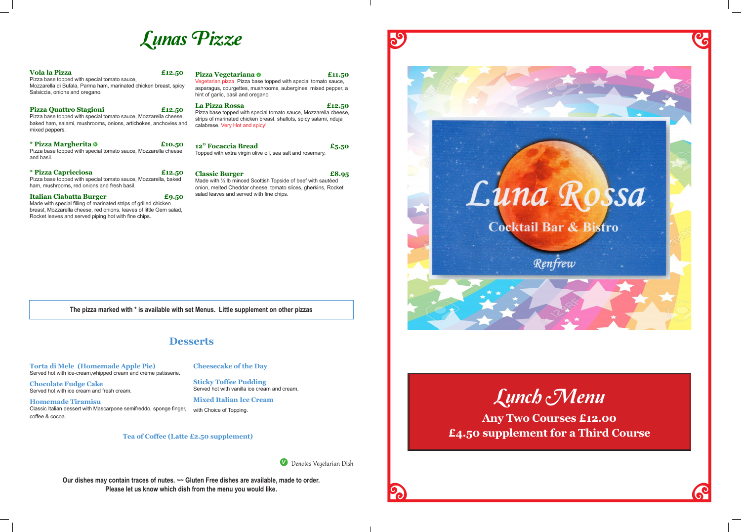# Lunas Pizze

**Vola la Pizza** £12.50
Pizza base topped with special tomato sauce, Mozzarella di Bufala, Parma ham, marinated chicken breast, spicy Salsiccia, onions and oregano.

**Pizza Quattro Stagioni** £12.50
Pizza base topped with special tomato sauce, Mozzarella cheese, baked ham, salami, mushrooms, onions, artichokes, anchovies and mixed peppers.

**\* Pizza Margherita** (V) £10.50
Pizza base topped with special tomato sauce, Mozzarella cheese and basil.

**\* Pizza Capricciosa** £12.50
Pizza base topped with special tomato sauce, Mozzarella, baked ham, mushrooms, red onions and fresh basil.

**Italian Ciabatta Burger** £9.50
Made with special filling of marinated strips of grilled chicken breast, Mozzarella cheese, red onions, leaves of little Gem salad, Rocket leaves and served piping hot with fine chips.

**Pizza Vegetariana** (V) £11.50
Vegetarian pizza. Pizza base topped with special tomato sauce, asparagus, courgettes, mushrooms, aubergines, mixed pepper, a hint of garlic, basil and oregano

**La Pizza Rossa** £12.50
Pizza base topped with special tomato sauce, Mozzarella cheese, strips of marinated chicken breast, shallots, spicy salami, nduja calabrese. Very Hot and spicy!

**12" Focaccia Bread** £5.50
Topped with extra virgin olive oil, sea salt and rosemary.

**Classic Burger** £8.95
Made with ½ lb minced Scottish Topside of beef with sautéed onion, melted Cheddar cheese, tomato slices, gherkins, Rocket salad leaves and served with fine chips.

**The pizza marked with * is available with set Menus. Little supplement on other pizzas**

## Desserts

**Torta di Mele (Homemade Apple Pie)**
Served hot with ice-cream,whipped cream and créme patisserie.

**Chocolate Fudge Cake**
Served hot with ice cream and fresh cream.

**Homemade Tiramisu**
Classic Italian dessert with Mascarpone semifreddo, sponge finger, coffee & cocoa.

**Cheesecake of the Day**

**Sticky Toffee Pudding**
Served hot with vanilla ice cream and cream.

**Mixed Italian Ice Cream**
with Choice of Topping.

**Tea of Coffee (Latte £2.50 supplement)**

(V) Denotes Vegetarian Dish

**Our dishes may contain traces of nutes. ~~ Gluten Free dishes are available, made to order.**
**Please let us know which dish from the menu you would like.**

# Luna Rossa

Cocktail Bar & Bistro

Renfrew

## Lunch Menu

**Any Two Courses £12.00**
**£4.50 supplement for a Third Course**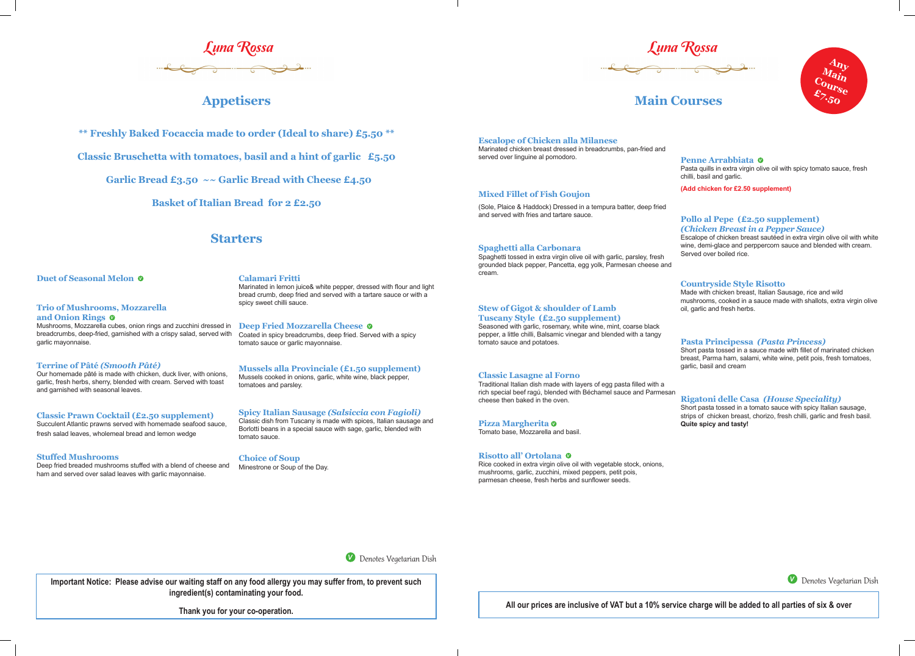# Luna Rossa

## Appetisers

**\*\* Freshly Baked Focaccia made to order (Ideal to share) £5.50 \*\***

**Classic Bruschetta with tomatoes, basil and a hint of garlic £5.50**

**Garlic Bread £3.50 ~~ Garlic Bread with Cheese £4.50**

**Basket of Italian Bread for 2 £2.50**

## Starters

### Duet of Seasonal Melon (V)

### Trio of Mushrooms, Mozzarella and Onion Rings (V)

Mushrooms, Mozzarella cubes, onion rings and zucchini dressed in breadcrumbs, deep-fried, garnished with a crispy salad, served with garlic mayonnaise.

### Terrine of Pâté *(Smooth Pâté)*

Our homemade pâté is made with chicken, duck liver, with onions, garlic, fresh herbs, sherry, blended with cream. Served with toast and garnished with seasonal leaves.

### Classic Prawn Cocktail (£2.50 supplement)

Succulent Atlantic prawns served with homemade seafood sauce, fresh salad leaves, wholemeal bread and lemon wedge

### Stuffed Mushrooms

Deep fried breaded mushrooms stuffed with a blend of cheese and ham and served over salad leaves with garlic mayonnaise.

### Calamari Fritti

Marinated in lemon juice& white pepper, dressed with flour and light bread crumb, deep fried and served with a tartare sauce or with a spicy sweet chilli sauce.

### Deep Fried Mozzarella Cheese (V)

Coated in spicy breadcrumbs, deep fried. Served with a spicy tomato sauce or garlic mayonnaise.

### Mussels alla Provinciale (£1.50 supplement)

Mussels cooked in onions, garlic, white wine, black pepper, tomatoes and parsley.

### Spicy Italian Sausage *(Salsiccia con Fagioli)*

Classic dish from Tuscany is made with spices, Italian sausage and Borlotti beans in a special sauce with sage, garlic, blended with tomato sauce.

### Choice of Soup

Minestrone or Soup of the Day.

(V) Denotes Vegetarian Dish

**Important Notice: Please advise our waiting staff on any food allergy you may suffer from, to prevent such ingredient(s) contaminating your food.**

**Thank you for your co-operation.**

# Luna Rossa

## Main Courses

**Any Main Course £7.50**

### Escalope of Chicken alla Milanese

Marinated chicken breast dressed in breadcrumbs, pan-fried and served over linguine al pomodoro.

### Mixed Fillet of Fish Goujon

(Sole, Plaice & Haddock) Dressed in a tempura batter, deep fried and served with fries and tartare sauce.

### Spaghetti alla Carbonara

Spaghetti tossed in extra virgin olive oil with garlic, parsley, fresh grounded black pepper, Pancetta, egg yolk, Parmesan cheese and cream.

### Stew of Gigot & shoulder of Lamb Tuscany Style (£2.50 supplement)

Seasoned with garlic, rosemary, white wine, mint, coarse black pepper, a little chilli, Balsamic vinegar and blended with a tangy tomato sauce and potatoes.

### Classic Lasagne al Forno

Traditional Italian dish made with layers of egg pasta filled with a rich special beef ragú, blended with Béchamel sauce and Parmesan cheese then baked in the oven.

### Pizza Margherita (V)

Tomato base, Mozzarella and basil.

### Risotto all' Ortolana (V)

Rice cooked in extra virgin olive oil with vegetable stock, onions, mushrooms, garlic, zucchini, mixed peppers, petit pois, parmesan cheese, fresh herbs and sunflower seeds.

### Penne Arrabbiata (V)

Pasta quills in extra virgin olive oil with spicy tomato sauce, fresh chilli, basil and garlic.

**(Add chicken for £2.50 supplement)**

### Pollo al Pepe (£2.50 supplement) *(Chicken Breast in a Pepper Sauce)*

Escalope of chicken breast sautéed in extra virgin olive oil with white wine, demi-glace and perppercorn sauce and blended with cream. Served over boiled rice.

### Countryside Style Risotto

Made with chicken breast, Italian Sausage, rice and wild mushrooms, cooked in a sauce made with shallots, extra virgin olive oil, garlic and fresh herbs.

### Pasta Principessa *(Pasta Princess)*

Short pasta tossed in a sauce made with fillet of marinated chicken breast, Parma ham, salami, white wine, petit pois, fresh tomatoes, garlic, basil and cream

### Rigatoni delle Casa *(House Speciality)*

Short pasta tossed in a tomato sauce with spicy Italian sausage, strips of chicken breast, chorizo, fresh chilli, garlic and fresh basil. **Quite spicy and tasty!**

(V) Denotes Vegetarian Dish

**All our prices are inclusive of VAT but a 10% service charge will be added to all parties of six & over**